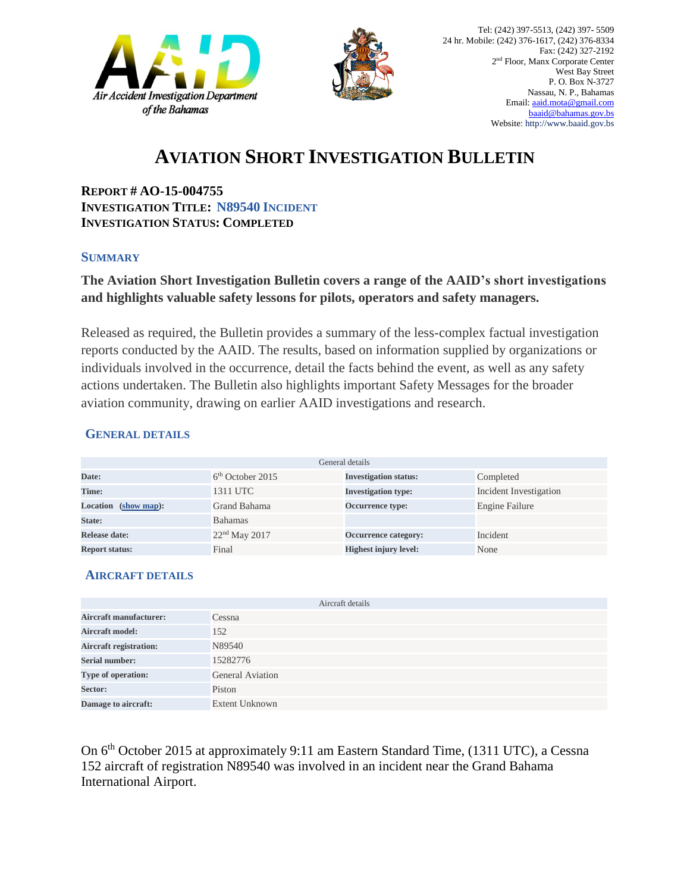Air Accident Investigation Department of the Bahamas

Tel: (242) 397-5513, (242) 397- 5509
24 hr. Mobile: (242) 376-1617, (242) 376-8334
Fax: (242) 327-2192
2nd Floor, Manx Corporate Center
West Bay Street
P. O. Box N-3727
Nassau, N. P., Bahamas
Email: aaid.mota@gmail.com
baaid@bahamas.gov.bs
Website: http://www.baaid.gov.bs

# AVIATION SHORT INVESTIGATION BULLETIN

**REPORT # AO-15-004755**
**INVESTIGATION TITLE: N89540 INCIDENT**
**INVESTIGATION STATUS: COMPLETED**

## SUMMARY

**The Aviation Short Investigation Bulletin covers a range of the AAID's short investigations and highlights valuable safety lessons for pilots, operators and safety managers.**

Released as required, the Bulletin provides a summary of the less-complex factual investigation reports conducted by the AAID. The results, based on information supplied by organizations or individuals involved in the occurrence, detail the facts behind the event, as well as any safety actions undertaken. The Bulletin also highlights important Safety Messages for the broader aviation community, drawing on earlier AAID investigations and research.

## GENERAL DETAILS

| General details | | | |
|---|---|---|---|
| **Date:** | 6th October 2015 | **Investigation status:** | Completed |
| **Time:** | 1311 UTC | **Investigation type:** | Incident Investigation |
| **Location (show map):** | Grand Bahama | **Occurrence type:** | Engine Failure |
| **State:** | Bahamas | | |
| **Release date:** | 22nd May 2017 | **Occurrence category:** | Incident |
| **Report status:** | Final | **Highest injury level:** | None |

## AIRCRAFT DETAILS

| Aircraft details | |
|---|---|
| **Aircraft manufacturer:** | Cessna |
| **Aircraft model:** | 152 |
| **Aircraft registration:** | N89540 |
| **Serial number:** | 15282776 |
| **Type of operation:** | General Aviation |
| **Sector:** | Piston |
| **Damage to aircraft:** | Extent Unknown |

On 6th October 2015 at approximately 9:11 am Eastern Standard Time, (1311 UTC), a Cessna 152 aircraft of registration N89540 was involved in an incident near the Grand Bahama International Airport.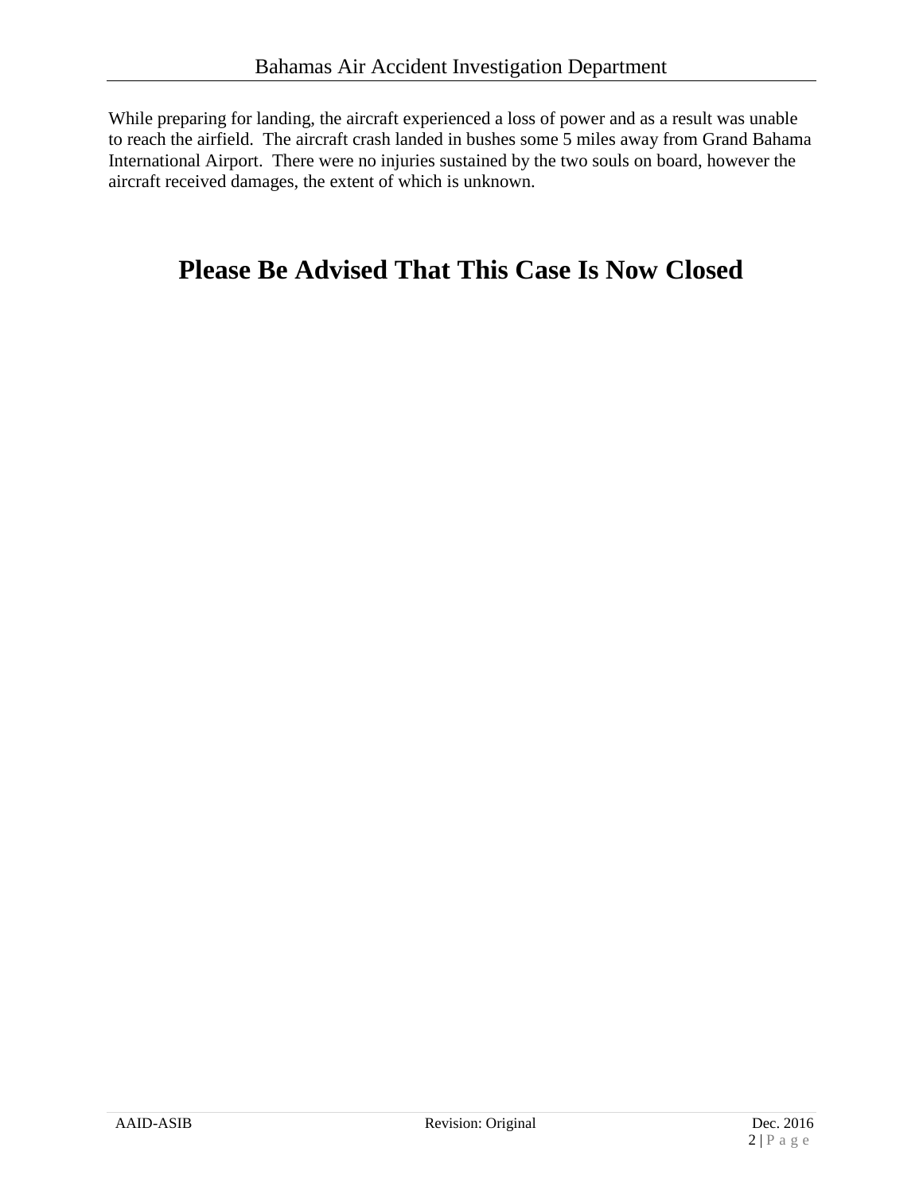While preparing for landing, the aircraft experienced a loss of power and as a result was unable to reach the airfield. The aircraft crash landed in bushes some 5 miles away from Grand Bahama International Airport. There were no injuries sustained by the two souls on board, however the aircraft received damages, the extent of which is unknown.

# Please Be Advised That This Case Is Now Closed